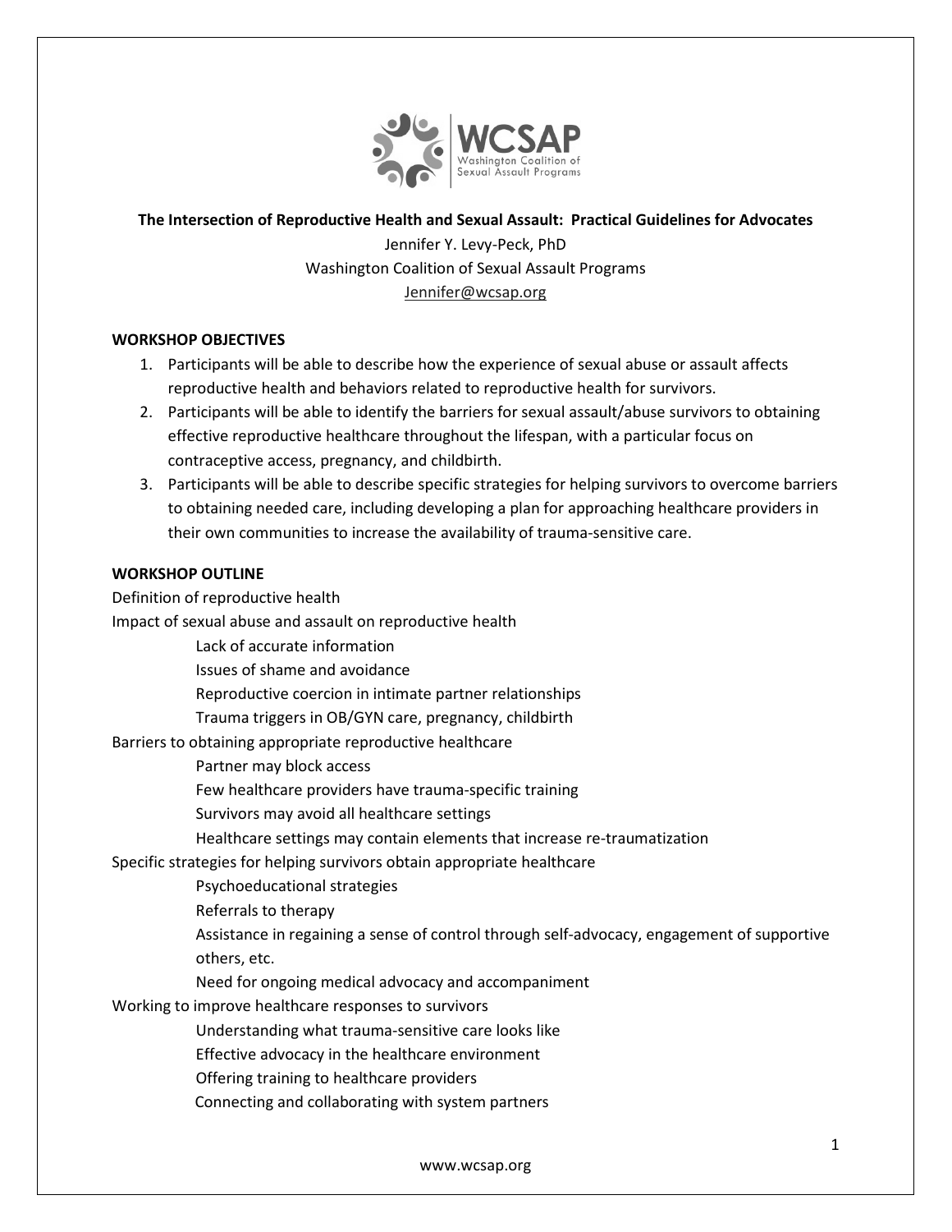**The Intersection of Reproductive Health and Sexual Assault: Practical Guidelines for Advocates**

Jennifer Y. Levy-Peck, PhD

Washington Coalition of Sexual Assault Programs

Jennifer@wcsap.org

## WORKSHOP OBJECTIVES

1. Participants will be able to describe how the experience of sexual abuse or assault affects reproductive health and behaviors related to reproductive health for survivors.
2. Participants will be able to identify the barriers for sexual assault/abuse survivors to obtaining effective reproductive healthcare throughout the lifespan, with a particular focus on contraceptive access, pregnancy, and childbirth.
3. Participants will be able to describe specific strategies for helping survivors to overcome barriers to obtaining needed care, including developing a plan for approaching healthcare providers in their own communities to increase the availability of trauma-sensitive care.

## WORKSHOP OUTLINE

Definition of reproductive health

Impact of sexual abuse and assault on reproductive health

- Lack of accurate information
- Issues of shame and avoidance
- Reproductive coercion in intimate partner relationships
- Trauma triggers in OB/GYN care, pregnancy, childbirth

Barriers to obtaining appropriate reproductive healthcare

- Partner may block access
- Few healthcare providers have trauma-specific training
- Survivors may avoid all healthcare settings
- Healthcare settings may contain elements that increase re-traumatization

Specific strategies for helping survivors obtain appropriate healthcare

- Psychoeducational strategies
- Referrals to therapy
- Assistance in regaining a sense of control through self-advocacy, engagement of supportive others, etc.
- Need for ongoing medical advocacy and accompaniment

Working to improve healthcare responses to survivors

- Understanding what trauma-sensitive care looks like
- Effective advocacy in the healthcare environment
- Offering training to healthcare providers
- Connecting and collaborating with system partners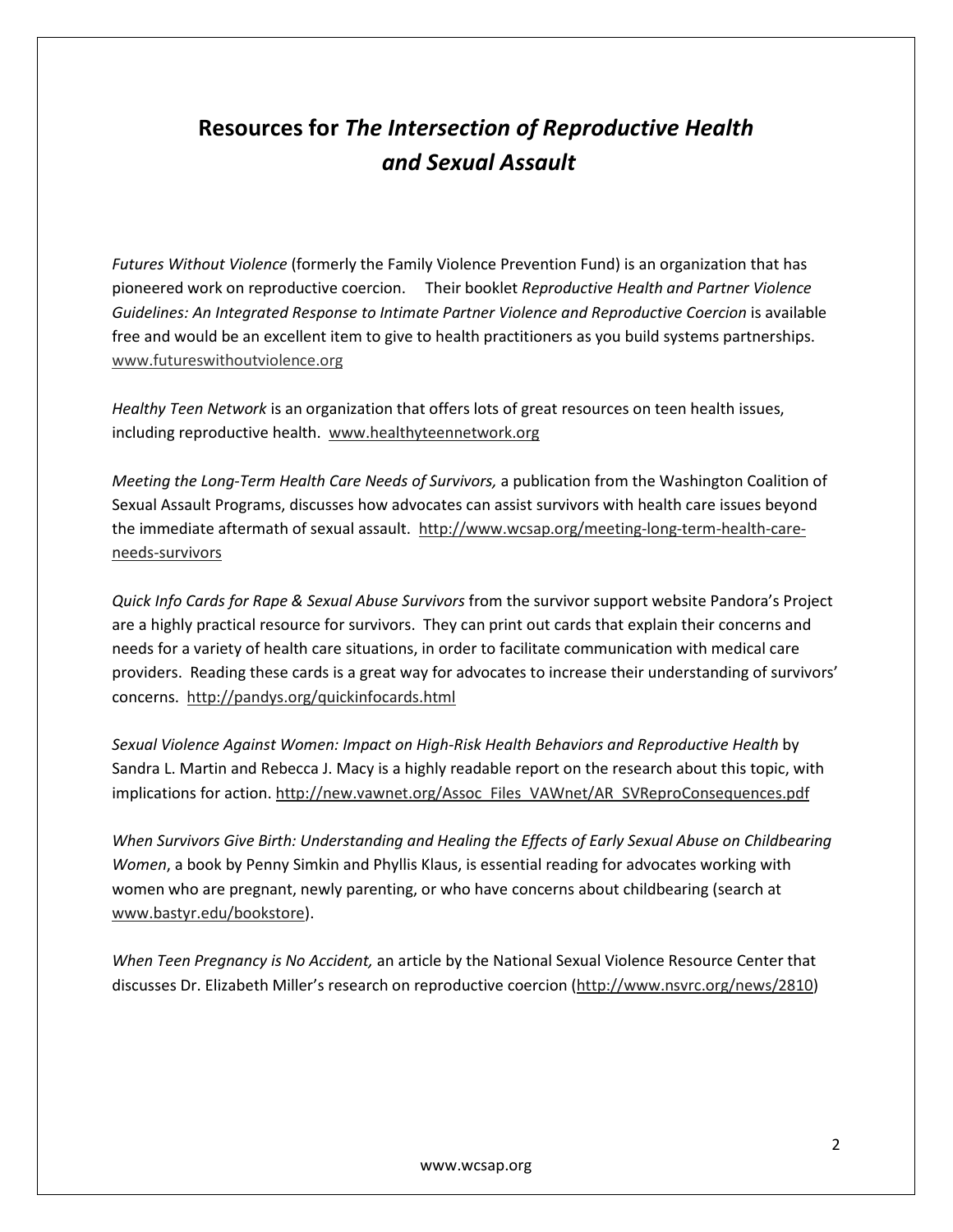# Resources for *The Intersection of Reproductive Health and Sexual Assault*

*Futures Without Violence* (formerly the Family Violence Prevention Fund) is an organization that has pioneered work on reproductive coercion. Their booklet *Reproductive Health and Partner Violence Guidelines: An Integrated Response to Intimate Partner Violence and Reproductive Coercion* is available free and would be an excellent item to give to health practitioners as you build systems partnerships. www.futureswithoutviolence.org

*Healthy Teen Network* is an organization that offers lots of great resources on teen health issues, including reproductive health. www.healthyteennetwork.org

*Meeting the Long-Term Health Care Needs of Survivors,* a publication from the Washington Coalition of Sexual Assault Programs, discusses how advocates can assist survivors with health care issues beyond the immediate aftermath of sexual assault. http://www.wcsap.org/meeting-long-term-health-care-needs-survivors

*Quick Info Cards for Rape & Sexual Abuse Survivors* from the survivor support website Pandora's Project are a highly practical resource for survivors. They can print out cards that explain their concerns and needs for a variety of health care situations, in order to facilitate communication with medical care providers. Reading these cards is a great way for advocates to increase their understanding of survivors' concerns. http://pandys.org/quickinfocards.html

*Sexual Violence Against Women: Impact on High-Risk Health Behaviors and Reproductive Health* by Sandra L. Martin and Rebecca J. Macy is a highly readable report on the research about this topic, with implications for action. http://new.vawnet.org/Assoc_Files_VAWnet/AR_SVReproConsequences.pdf

*When Survivors Give Birth: Understanding and Healing the Effects of Early Sexual Abuse on Childbearing Women*, a book by Penny Simkin and Phyllis Klaus, is essential reading for advocates working with women who are pregnant, newly parenting, or who have concerns about childbearing (search at www.bastyr.edu/bookstore).

*When Teen Pregnancy is No Accident,* an article by the National Sexual Violence Resource Center that discusses Dr. Elizabeth Miller's research on reproductive coercion (http://www.nsvrc.org/news/2810)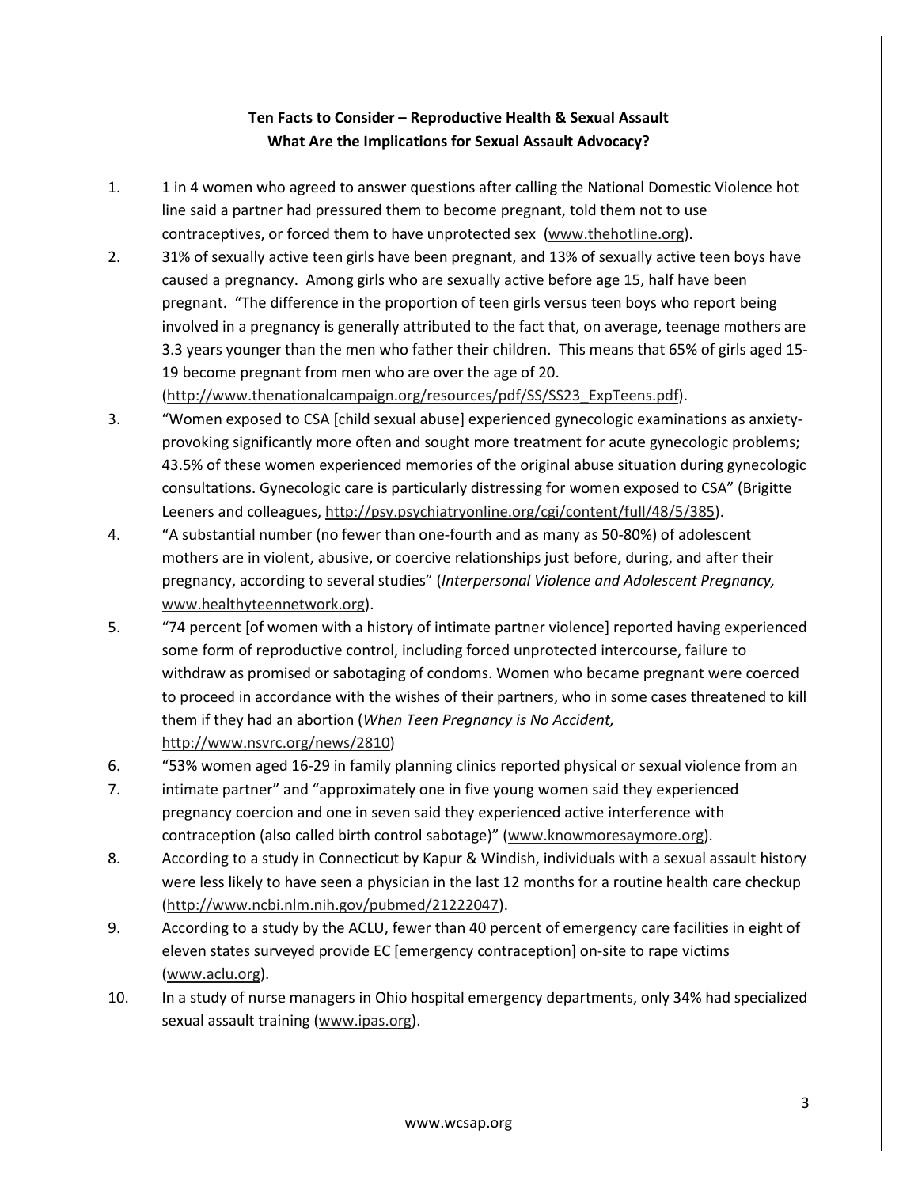**Ten Facts to Consider – Reproductive Health & Sexual Assault**
**What Are the Implications for Sexual Assault Advocacy?**

1. 1 in 4 women who agreed to answer questions after calling the National Domestic Violence hot line said a partner had pressured them to become pregnant, told them not to use contraceptives, or forced them to have unprotected sex (www.thehotline.org).
2. 31% of sexually active teen girls have been pregnant, and 13% of sexually active teen boys have caused a pregnancy. Among girls who are sexually active before age 15, half have been pregnant. "The difference in the proportion of teen girls versus teen boys who report being involved in a pregnancy is generally attributed to the fact that, on average, teenage mothers are 3.3 years younger than the men who father their children. This means that 65% of girls aged 15-19 become pregnant from men who are over the age of 20. (http://www.thenationalcampaign.org/resources/pdf/SS/SS23_ExpTeens.pdf).
3. "Women exposed to CSA [child sexual abuse] experienced gynecologic examinations as anxiety-provoking significantly more often and sought more treatment for acute gynecologic problems; 43.5% of these women experienced memories of the original abuse situation during gynecologic consultations. Gynecologic care is particularly distressing for women exposed to CSA" (Brigitte Leeners and colleagues, http://psy.psychiatryonline.org/cgi/content/full/48/5/385).
4. "A substantial number (no fewer than one-fourth and as many as 50-80%) of adolescent mothers are in violent, abusive, or coercive relationships just before, during, and after their pregnancy, according to several studies" (*Interpersonal Violence and Adolescent Pregnancy,* www.healthyteennetwork.org).
5. "74 percent [of women with a history of intimate partner violence] reported having experienced some form of reproductive control, including forced unprotected intercourse, failure to withdraw as promised or sabotaging of condoms. Women who became pregnant were coerced to proceed in accordance with the wishes of their partners, who in some cases threatened to kill them if they had an abortion (*When Teen Pregnancy is No Accident,* http://www.nsvrc.org/news/2810)
6. "53% women aged 16-29 in family planning clinics reported physical or sexual violence from an
7. intimate partner" and "approximately one in five young women said they experienced pregnancy coercion and one in seven said they experienced active interference with contraception (also called birth control sabotage)" (www.knowmoresaymore.org).
8. According to a study in Connecticut by Kapur & Windish, individuals with a sexual assault history were less likely to have seen a physician in the last 12 months for a routine health care checkup (http://www.ncbi.nlm.nih.gov/pubmed/21222047).
9. According to a study by the ACLU, fewer than 40 percent of emergency care facilities in eight of eleven states surveyed provide EC [emergency contraception] on-site to rape victims (www.aclu.org).
10. In a study of nurse managers in Ohio hospital emergency departments, only 34% had specialized sexual assault training (www.ipas.org).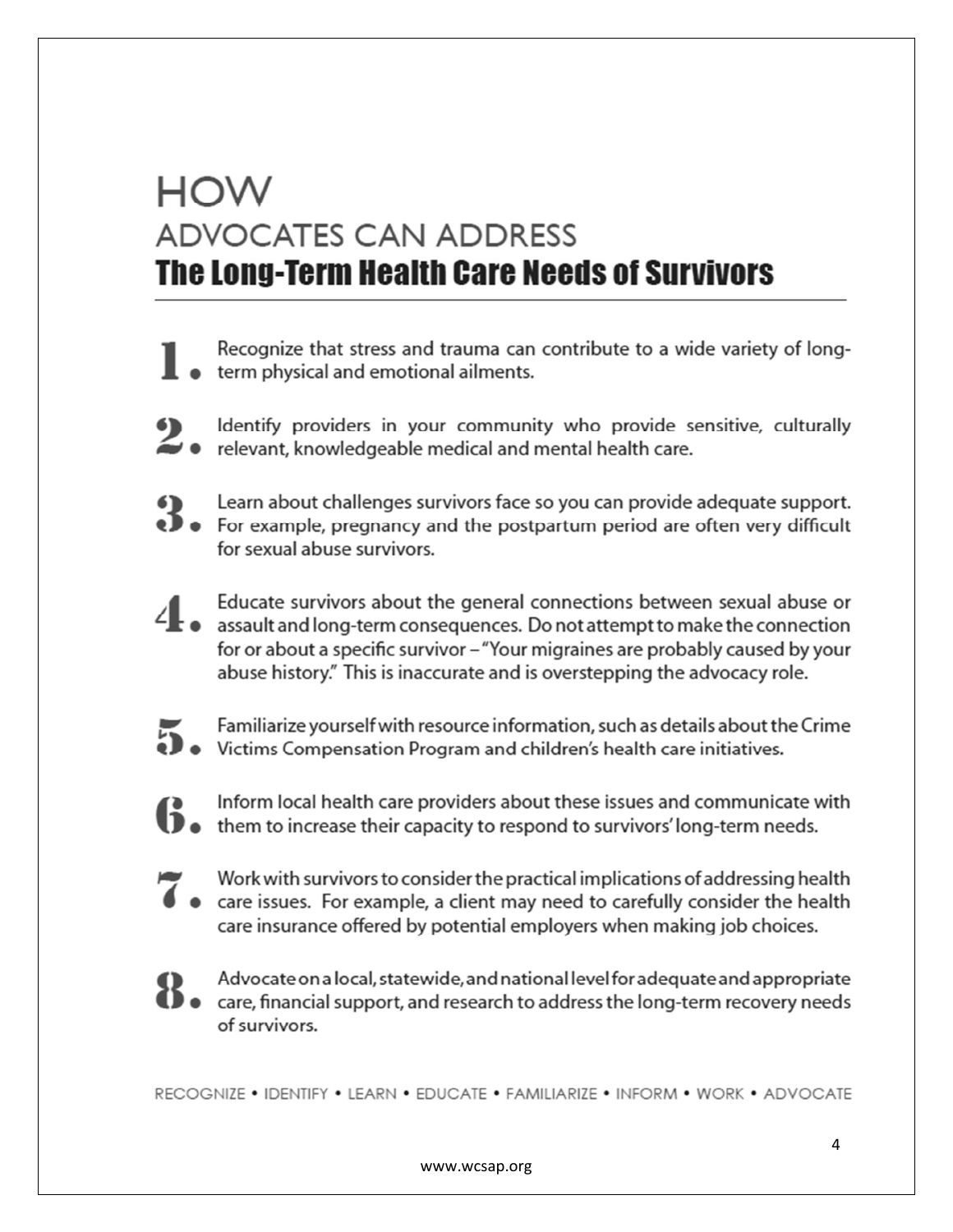# HOW ADVOCATES CAN ADDRESS **The Long-Term Health Care Needs of Survivors**

1. Recognize that stress and trauma can contribute to a wide variety of long-term physical and emotional ailments.

2. Identify providers in your community who provide sensitive, culturally relevant, knowledgeable medical and mental health care.

3. Learn about challenges survivors face so you can provide adequate support. For example, pregnancy and the postpartum period are often very difficult for sexual abuse survivors.

4. Educate survivors about the general connections between sexual abuse or assault and long-term consequences. Do not attempt to make the connection for or about a specific survivor – "Your migraines are probably caused by your abuse history." This is inaccurate and is overstepping the advocacy role.

5. Familiarize yourself with resource information, such as details about the Crime Victims Compensation Program and children's health care initiatives.

6. Inform local health care providers about these issues and communicate with them to increase their capacity to respond to survivors' long-term needs.

7. Work with survivors to consider the practical implications of addressing health care issues. For example, a client may need to carefully consider the health care insurance offered by potential employers when making job choices.

8. Advocate on a local, statewide, and national level for adequate and appropriate care, financial support, and research to address the long-term recovery needs of survivors.

RECOGNIZE • IDENTIFY • LEARN • EDUCATE • FAMILIARIZE • INFORM • WORK • ADVOCATE

www.wcsap.org